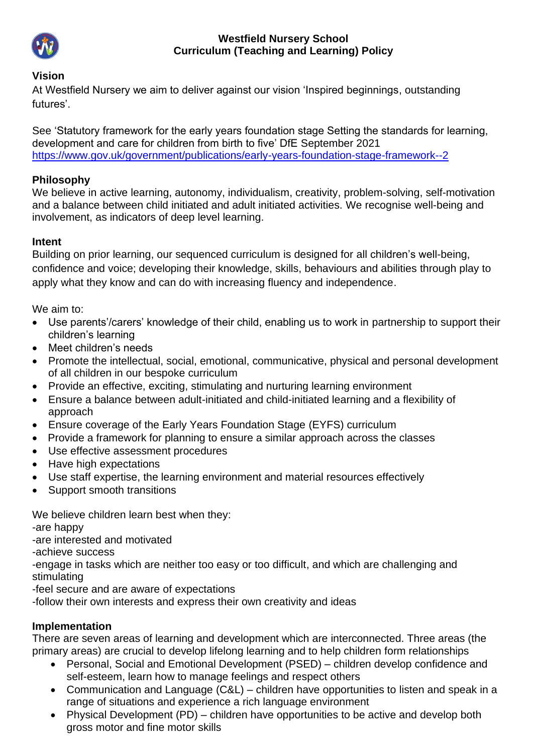# Westfield Nursery School
## Curriculum (Teaching and Learning) Policy

### Vision

At Westfield Nursery we aim to deliver against our vision 'Inspired beginnings, outstanding futures'.

See 'Statutory framework for the early years foundation stage Setting the standards for learning, development and care for children from birth to five' DfE September 2021
https://www.gov.uk/government/publications/early-years-foundation-stage-framework--2

### Philosophy

We believe in active learning, autonomy, individualism, creativity, problem-solving, self-motivation and a balance between child initiated and adult initiated activities. We recognise well-being and involvement, as indicators of deep level learning.

### Intent

Building on prior learning, our sequenced curriculum is designed for all children's well-being, confidence and voice; developing their knowledge, skills, behaviours and abilities through play to apply what they know and can do with increasing fluency and independence.

We aim to:

- Use parents'/carers' knowledge of their child, enabling us to work in partnership to support their children's learning
- Meet children's needs
- Promote the intellectual, social, emotional, communicative, physical and personal development of all children in our bespoke curriculum
- Provide an effective, exciting, stimulating and nurturing learning environment
- Ensure a balance between adult-initiated and child-initiated learning and a flexibility of approach
- Ensure coverage of the Early Years Foundation Stage (EYFS) curriculum
- Provide a framework for planning to ensure a similar approach across the classes
- Use effective assessment procedures
- Have high expectations
- Use staff expertise, the learning environment and material resources effectively
- Support smooth transitions

We believe children learn best when they:
-are happy
-are interested and motivated
-achieve success
-engage in tasks which are neither too easy or too difficult, and which are challenging and stimulating
-feel secure and are aware of expectations
-follow their own interests and express their own creativity and ideas

### Implementation

There are seven areas of learning and development which are interconnected. Three areas (the primary areas) are crucial to develop lifelong learning and to help children form relationships

- Personal, Social and Emotional Development (PSED) – children develop confidence and self-esteem, learn how to manage feelings and respect others
- Communication and Language (C&L) – children have opportunities to listen and speak in a range of situations and experience a rich language environment
- Physical Development (PD) – children have opportunities to be active and develop both gross motor and fine motor skills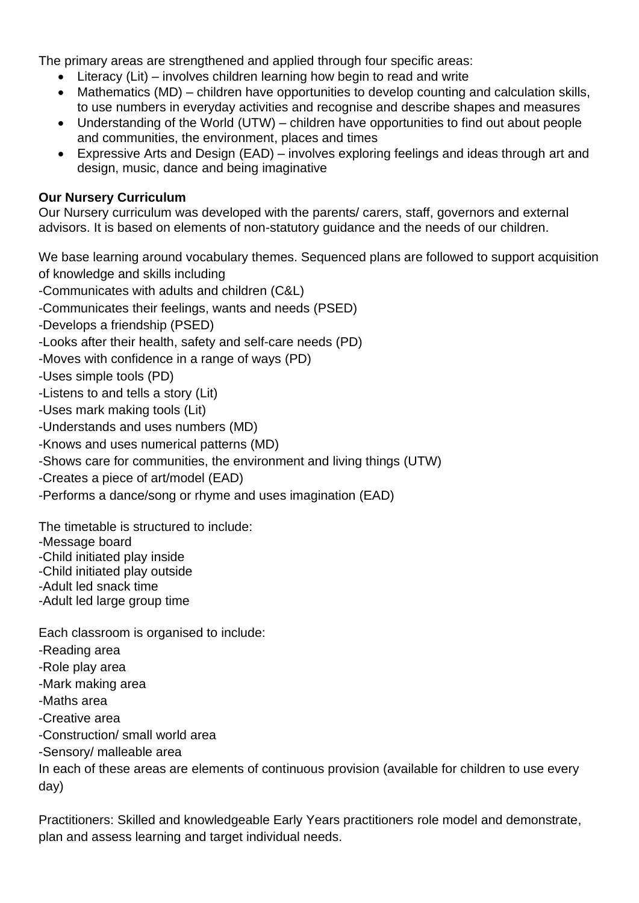The primary areas are strengthened and applied through four specific areas:

- Literacy (Lit) – involves children learning how begin to read and write
- Mathematics (MD) – children have opportunities to develop counting and calculation skills, to use numbers in everyday activities and recognise and describe shapes and measures
- Understanding of the World (UTW) – children have opportunities to find out about people and communities, the environment, places and times
- Expressive Arts and Design (EAD) – involves exploring feelings and ideas through art and design, music, dance and being imaginative

**Our Nursery Curriculum**

Our Nursery curriculum was developed with the parents/ carers, staff, governors and external advisors. It is based on elements of non-statutory guidance and the needs of our children.

We base learning around vocabulary themes. Sequenced plans are followed to support acquisition of knowledge and skills including

-Communicates with adults and children (C&L)
-Communicates their feelings, wants and needs (PSED)
-Develops a friendship (PSED)
-Looks after their health, safety and self-care needs (PD)
-Moves with confidence in a range of ways (PD)
-Uses simple tools (PD)
-Listens to and tells a story (Lit)
-Uses mark making tools (Lit)
-Understands and uses numbers (MD)
-Knows and uses numerical patterns (MD)
-Shows care for communities, the environment and living things (UTW)
-Creates a piece of art/model (EAD)
-Performs a dance/song or rhyme and uses imagination (EAD)

The timetable is structured to include:
-Message board
-Child initiated play inside
-Child initiated play outside
-Adult led snack time
-Adult led large group time

Each classroom is organised to include:
-Reading area
-Role play area
-Mark making area
-Maths area
-Creative area
-Construction/ small world area
-Sensory/ malleable area
In each of these areas are elements of continuous provision (available for children to use every day)

Practitioners: Skilled and knowledgeable Early Years practitioners role model and demonstrate, plan and assess learning and target individual needs.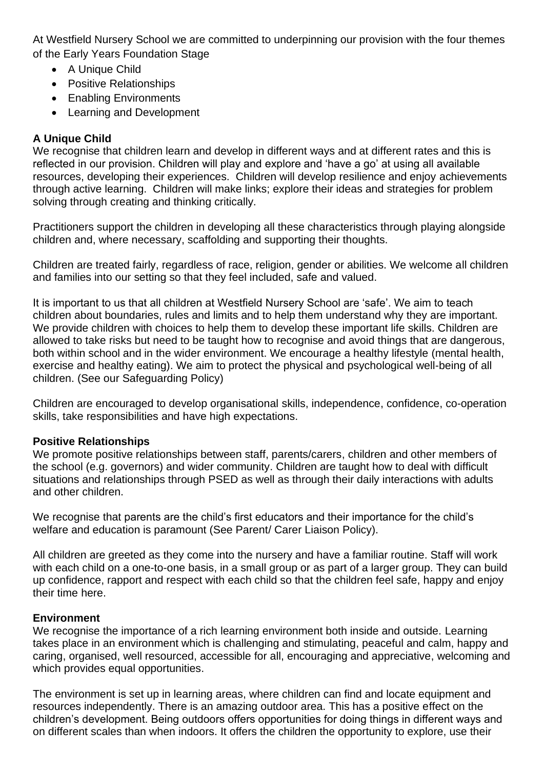At Westfield Nursery School we are committed to underpinning our provision with the four themes of the Early Years Foundation Stage

- A Unique Child
- Positive Relationships
- Enabling Environments
- Learning and Development

**A Unique Child**

We recognise that children learn and develop in different ways and at different rates and this is reflected in our provision. Children will play and explore and 'have a go' at using all available resources, developing their experiences. Children will develop resilience and enjoy achievements through active learning. Children will make links; explore their ideas and strategies for problem solving through creating and thinking critically.

Practitioners support the children in developing all these characteristics through playing alongside children and, where necessary, scaffolding and supporting their thoughts.

Children are treated fairly, regardless of race, religion, gender or abilities. We welcome all children and families into our setting so that they feel included, safe and valued.

It is important to us that all children at Westfield Nursery School are 'safe'. We aim to teach children about boundaries, rules and limits and to help them understand why they are important. We provide children with choices to help them to develop these important life skills. Children are allowed to take risks but need to be taught how to recognise and avoid things that are dangerous, both within school and in the wider environment. We encourage a healthy lifestyle (mental health, exercise and healthy eating). We aim to protect the physical and psychological well-being of all children. (See our Safeguarding Policy)

Children are encouraged to develop organisational skills, independence, confidence, co-operation skills, take responsibilities and have high expectations.

**Positive Relationships**

We promote positive relationships between staff, parents/carers, children and other members of the school (e.g. governors) and wider community. Children are taught how to deal with difficult situations and relationships through PSED as well as through their daily interactions with adults and other children.

We recognise that parents are the child's first educators and their importance for the child's welfare and education is paramount (See Parent/ Carer Liaison Policy).

All children are greeted as they come into the nursery and have a familiar routine. Staff will work with each child on a one-to-one basis, in a small group or as part of a larger group. They can build up confidence, rapport and respect with each child so that the children feel safe, happy and enjoy their time here.

**Environment**

We recognise the importance of a rich learning environment both inside and outside. Learning takes place in an environment which is challenging and stimulating, peaceful and calm, happy and caring, organised, well resourced, accessible for all, encouraging and appreciative, welcoming and which provides equal opportunities.

The environment is set up in learning areas, where children can find and locate equipment and resources independently. There is an amazing outdoor area. This has a positive effect on the children's development. Being outdoors offers opportunities for doing things in different ways and on different scales than when indoors. It offers the children the opportunity to explore, use their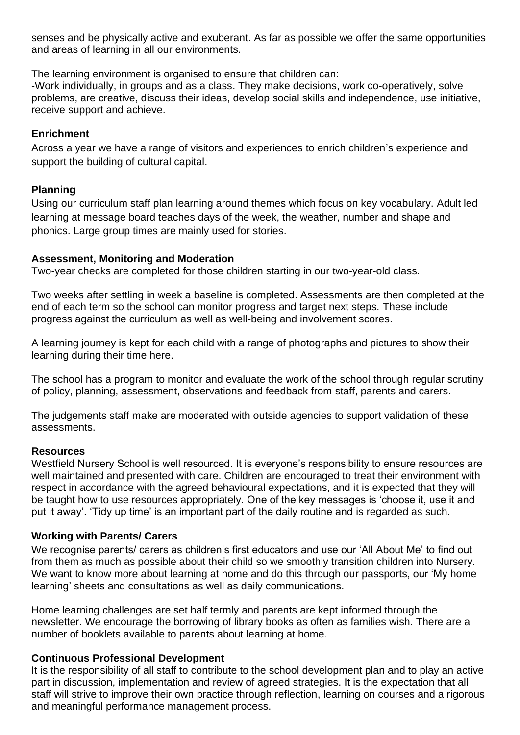senses and be physically active and exuberant. As far as possible we offer the same opportunities and areas of learning in all our environments.

The learning environment is organised to ensure that children can:
-Work individually, in groups and as a class. They make decisions, work co-operatively, solve problems, are creative, discuss their ideas, develop social skills and independence, use initiative, receive support and achieve.

### Enrichment

Across a year we have a range of visitors and experiences to enrich children's experience and support the building of cultural capital.

### Planning

Using our curriculum staff plan learning around themes which focus on key vocabulary. Adult led learning at message board teaches days of the week, the weather, number and shape and phonics. Large group times are mainly used for stories.

### Assessment, Monitoring and Moderation

Two-year checks are completed for those children starting in our two-year-old class.

Two weeks after settling in week a baseline is completed. Assessments are then completed at the end of each term so the school can monitor progress and target next steps. These include progress against the curriculum as well as well-being and involvement scores.

A learning journey is kept for each child with a range of photographs and pictures to show their learning during their time here.

The school has a program to monitor and evaluate the work of the school through regular scrutiny of policy, planning, assessment, observations and feedback from staff, parents and carers.

The judgements staff make are moderated with outside agencies to support validation of these assessments.

### Resources

Westfield Nursery School is well resourced. It is everyone's responsibility to ensure resources are well maintained and presented with care. Children are encouraged to treat their environment with respect in accordance with the agreed behavioural expectations, and it is expected that they will be taught how to use resources appropriately. One of the key messages is 'choose it, use it and put it away'. 'Tidy up time' is an important part of the daily routine and is regarded as such.

### Working with Parents/ Carers

We recognise parents/ carers as children's first educators and use our 'All About Me' to find out from them as much as possible about their child so we smoothly transition children into Nursery. We want to know more about learning at home and do this through our passports, our 'My home learning' sheets and consultations as well as daily communications.

Home learning challenges are set half termly and parents are kept informed through the newsletter. We encourage the borrowing of library books as often as families wish. There are a number of booklets available to parents about learning at home.

### Continuous Professional Development

It is the responsibility of all staff to contribute to the school development plan and to play an active part in discussion, implementation and review of agreed strategies. It is the expectation that all staff will strive to improve their own practice through reflection, learning on courses and a rigorous and meaningful performance management process.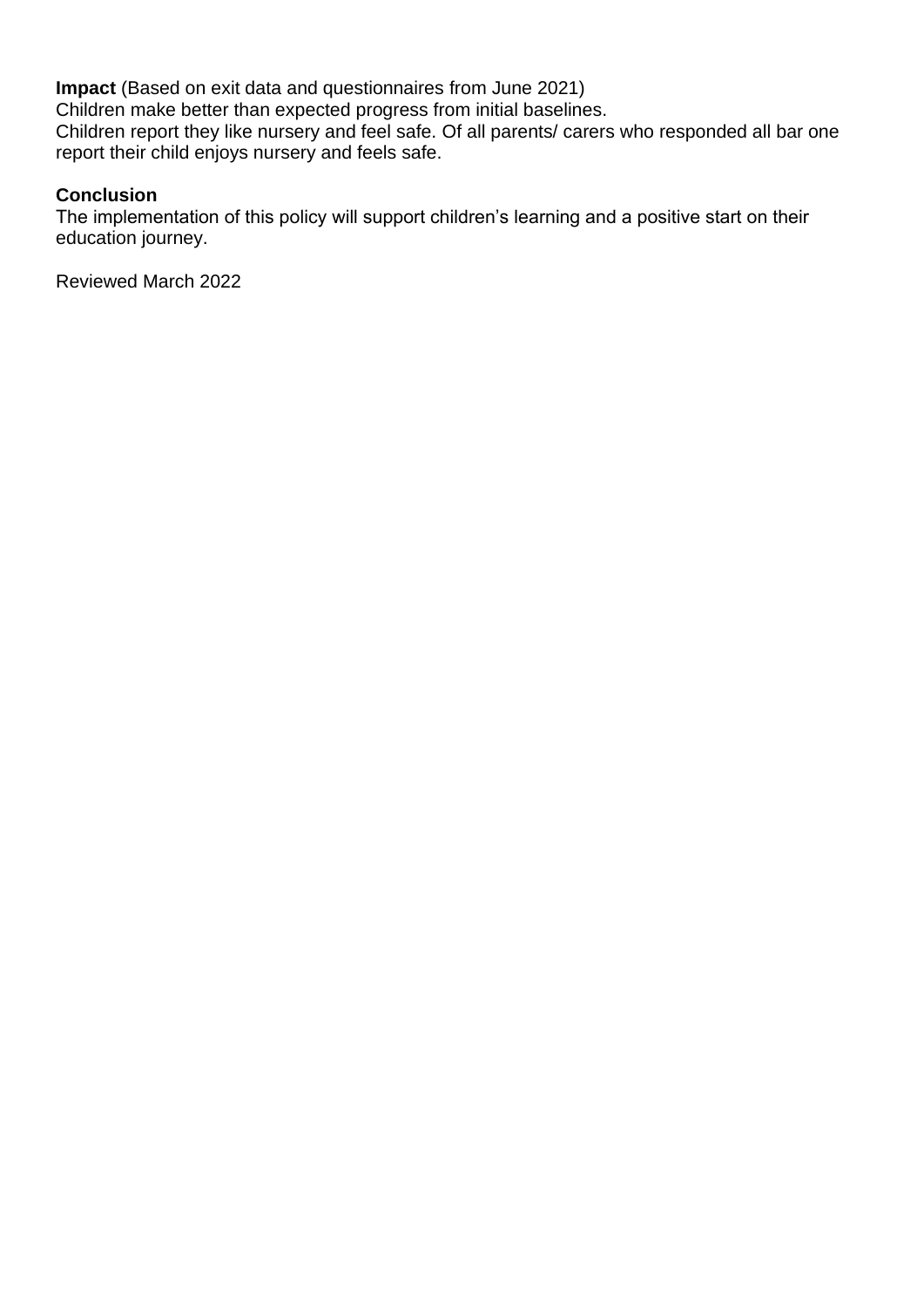**Impact** (Based on exit data and questionnaires from June 2021)
Children make better than expected progress from initial baselines.
Children report they like nursery and feel safe. Of all parents/ carers who responded all bar one report their child enjoys nursery and feels safe.

**Conclusion**
The implementation of this policy will support children's learning and a positive start on their education journey.

Reviewed March 2022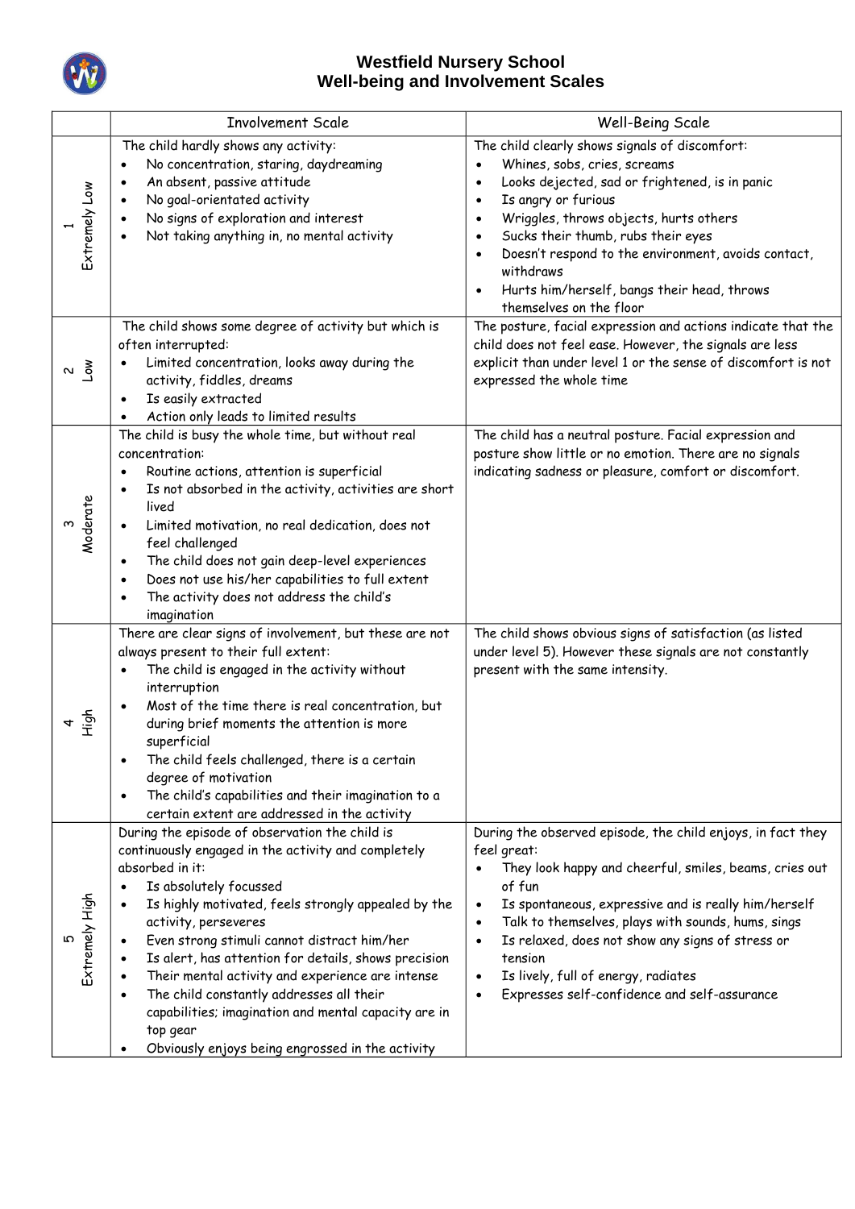# Westfield Nursery School
## Well-being and Involvement Scales

| | Involvement Scale | Well-Being Scale |
|---|---|---|
| 1 Extremely Low | The child hardly shows any activity:<br>• No concentration, staring, daydreaming<br>• An absent, passive attitude<br>• No goal-orientated activity<br>• No signs of exploration and interest<br>• Not taking anything in, no mental activity | The child clearly shows signals of discomfort:<br>• Whines, sobs, cries, screams<br>• Looks dejected, sad or frightened, is in panic<br>• Is angry or furious<br>• Wriggles, throws objects, hurts others<br>• Sucks their thumb, rubs their eyes<br>• Doesn't respond to the environment, avoids contact, withdraws<br>• Hurts him/herself, bangs their head, throws themselves on the floor |
| 2 Low | The child shows some degree of activity but which is often interrupted:<br>• Limited concentration, looks away during the activity, fiddles, dreams<br>• Is easily extracted<br>• Action only leads to limited results | The posture, facial expression and actions indicate that the child does not feel ease. However, the signals are less explicit than under level 1 or the sense of discomfort is not expressed the whole time |
| 3 Moderate | The child is busy the whole time, but without real concentration:<br>• Routine actions, attention is superficial<br>• Is not absorbed in the activity, activities are short lived<br>• Limited motivation, no real dedication, does not feel challenged<br>• The child does not gain deep-level experiences<br>• Does not use his/her capabilities to full extent<br>• The activity does not address the child's imagination | The child has a neutral posture. Facial expression and posture show little or no emotion. There are no signals indicating sadness or pleasure, comfort or discomfort. |
| 4 High | There are clear signs of involvement, but these are not always present to their full extent:<br>• The child is engaged in the activity without interruption<br>• Most of the time there is real concentration, but during brief moments the attention is more superficial<br>• The child feels challenged, there is a certain degree of motivation<br>• The child's capabilities and their imagination to a certain extent are addressed in the activity | The child shows obvious signs of satisfaction (as listed under level 5). However these signals are not constantly present with the same intensity. |
| 5 Extremely High | During the episode of observation the child is continuously engaged in the activity and completely absorbed in it:<br>• Is absolutely focussed<br>• Is highly motivated, feels strongly appealed by the activity, perseveres<br>• Even strong stimuli cannot distract him/her<br>• Is alert, has attention for details, shows precision<br>• Their mental activity and experience are intense<br>• The child constantly addresses all their capabilities; imagination and mental capacity are in top gear<br>• Obviously enjoys being engrossed in the activity | During the observed episode, the child enjoys, in fact they feel great:<br>• They look happy and cheerful, smiles, beams, cries out of fun<br>• Is spontaneous, expressive and is really him/herself<br>• Talk to themselves, plays with sounds, hums, sings<br>• Is relaxed, does not show any signs of stress or tension<br>• Is lively, full of energy, radiates<br>• Expresses self-confidence and self-assurance |